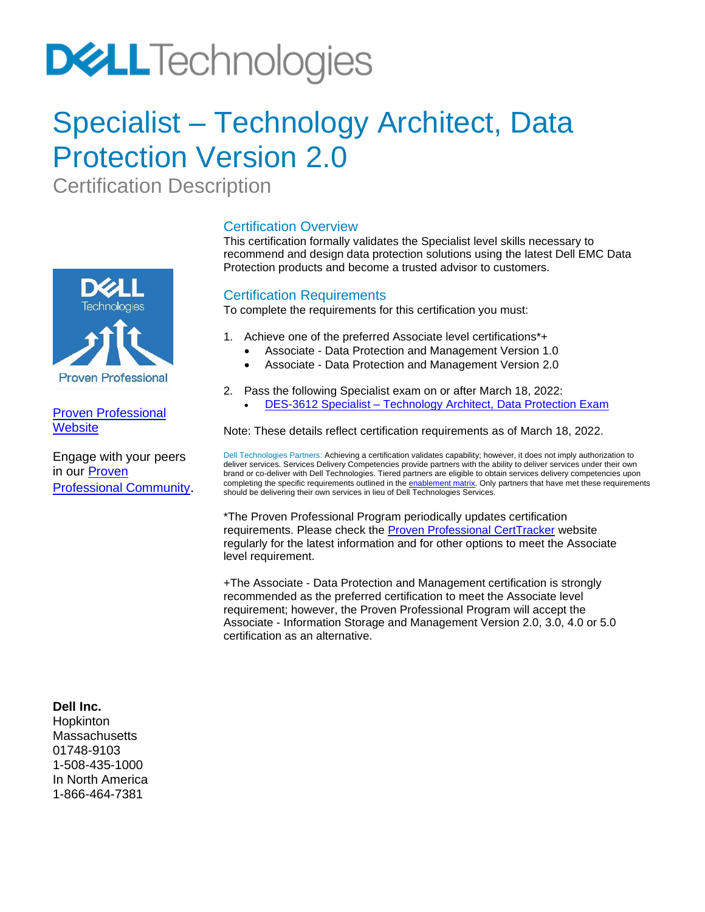# Specialist – Technology Architect, Data Protection Version 2.0

Certification Description

## Certification Overview

This certification formally validates the Specialist level skills necessary to recommend and design data protection solutions using the latest Dell EMC Data Protection products and become a trusted advisor to customers.

## Certification Requirements

To complete the requirements for this certification you must:

1. Achieve one of the preferred Associate level certifications*+
   - Associate - Data Protection and Management Version 1.0
   - Associate - Data Protection and Management Version 2.0
2. Pass the following Specialist exam on or after March 18, 2022:
   - DES-3612 Specialist – Technology Architect, Data Protection Exam

Note: These details reflect certification requirements as of March 18, 2022.

Dell Technologies Partners: Achieving a certification validates capability; however, it does not imply authorization to deliver services. Services Delivery Competencies provide partners with the ability to deliver services under their own brand or co-deliver with Dell Technologies. Tiered partners are eligible to obtain services delivery competencies upon completing the specific requirements outlined in the enablement matrix. Only partners that have met these requirements should be delivering their own services in lieu of Dell Technologies Services.

*The Proven Professional Program periodically updates certification requirements. Please check the Proven Professional CertTracker website regularly for the latest information and for other options to meet the Associate level requirement.

+The Associate - Data Protection and Management certification is strongly recommended as the preferred certification to meet the Associate level requirement; however, the Proven Professional Program will accept the Associate - Information Storage and Management Version 2.0, 3.0, 4.0 or 5.0 certification as an alternative.

Proven Professional Website

Engage with your peers in our Proven Professional Community.

**Dell Inc.**
Hopkinton
Massachusetts
01748-9103
1-508-435-1000
In North America
1-866-464-7381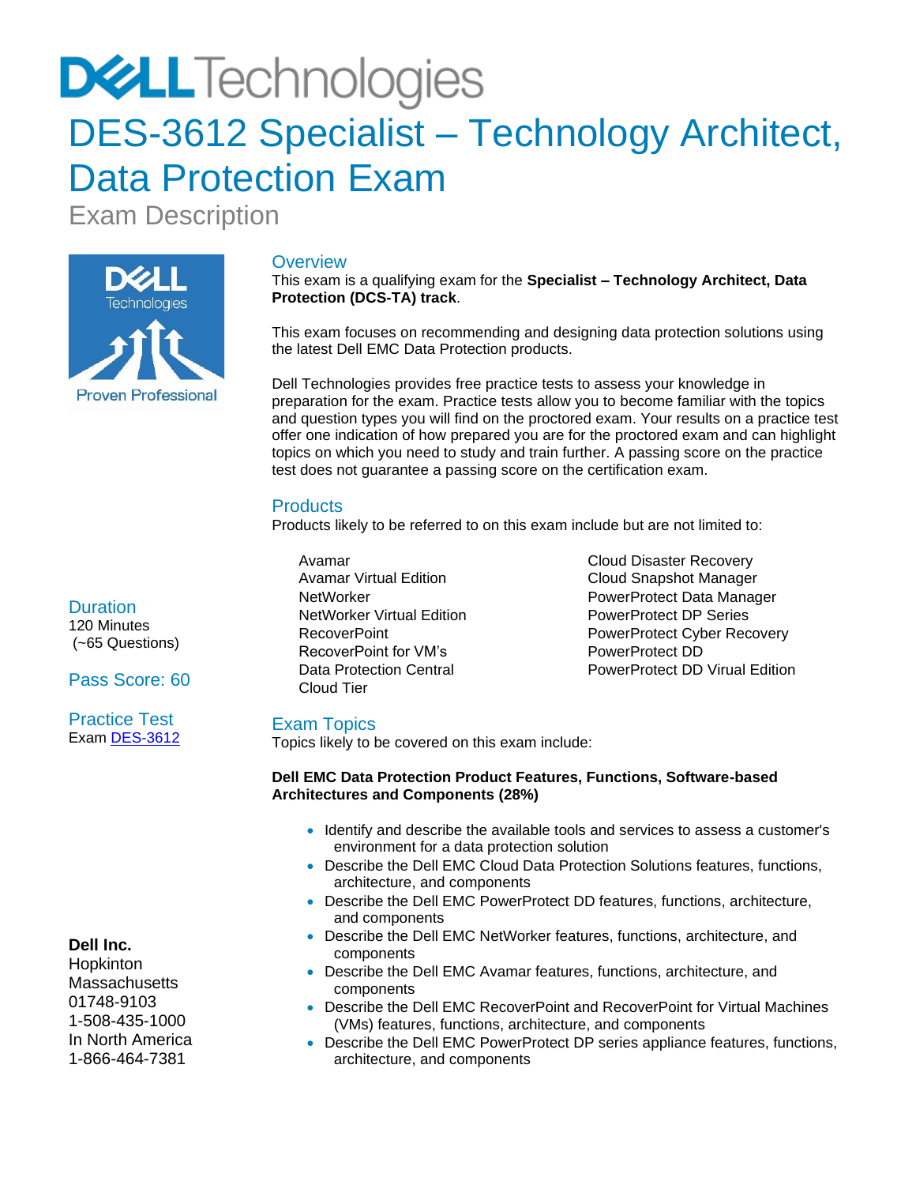# DES-3612 Specialist – Technology Architect, Data Protection Exam

Exam Description

## Overview

This exam is a qualifying exam for the **Specialist – Technology Architect, Data Protection (DCS-TA) track**.

This exam focuses on recommending and designing data protection solutions using the latest Dell EMC Data Protection products.

Dell Technologies provides free practice tests to assess your knowledge in preparation for the exam. Practice tests allow you to become familiar with the topics and question types you will find on the proctored exam. Your results on a practice test offer one indication of how prepared you are for the proctored exam and can highlight topics on which you need to study and train further. A passing score on the practice test does not guarantee a passing score on the certification exam.

## Products

Products likely to be referred to on this exam include but are not limited to:

- Avamar
- Avamar Virtual Edition
- NetWorker
- NetWorker Virtual Edition
- RecoverPoint
- RecoverPoint for VM's
- Data Protection Central
- Cloud Tier
- Cloud Disaster Recovery
- Cloud Snapshot Manager
- PowerProtect Data Manager
- PowerProtect DP Series
- PowerProtect Cyber Recovery
- PowerProtect DD
- PowerProtect DD Virual Edition

## Duration

120 Minutes
(~65 Questions)

## Pass Score: 60

## Practice Test

Exam DES-3612

## Exam Topics

Topics likely to be covered on this exam include:

**Dell EMC Data Protection Product Features, Functions, Software-based Architectures and Components (28%)**

- Identify and describe the available tools and services to assess a customer's environment for a data protection solution
- Describe the Dell EMC Cloud Data Protection Solutions features, functions, architecture, and components
- Describe the Dell EMC PowerProtect DD features, functions, architecture, and components
- Describe the Dell EMC NetWorker features, functions, architecture, and components
- Describe the Dell EMC Avamar features, functions, architecture, and components
- Describe the Dell EMC RecoverPoint and RecoverPoint for Virtual Machines (VMs) features, functions, architecture, and components
- Describe the Dell EMC PowerProtect DP series appliance features, functions, architecture, and components

**Dell Inc.**
Hopkinton
Massachusetts
01748-9103
1-508-435-1000
In North America
1-866-464-7381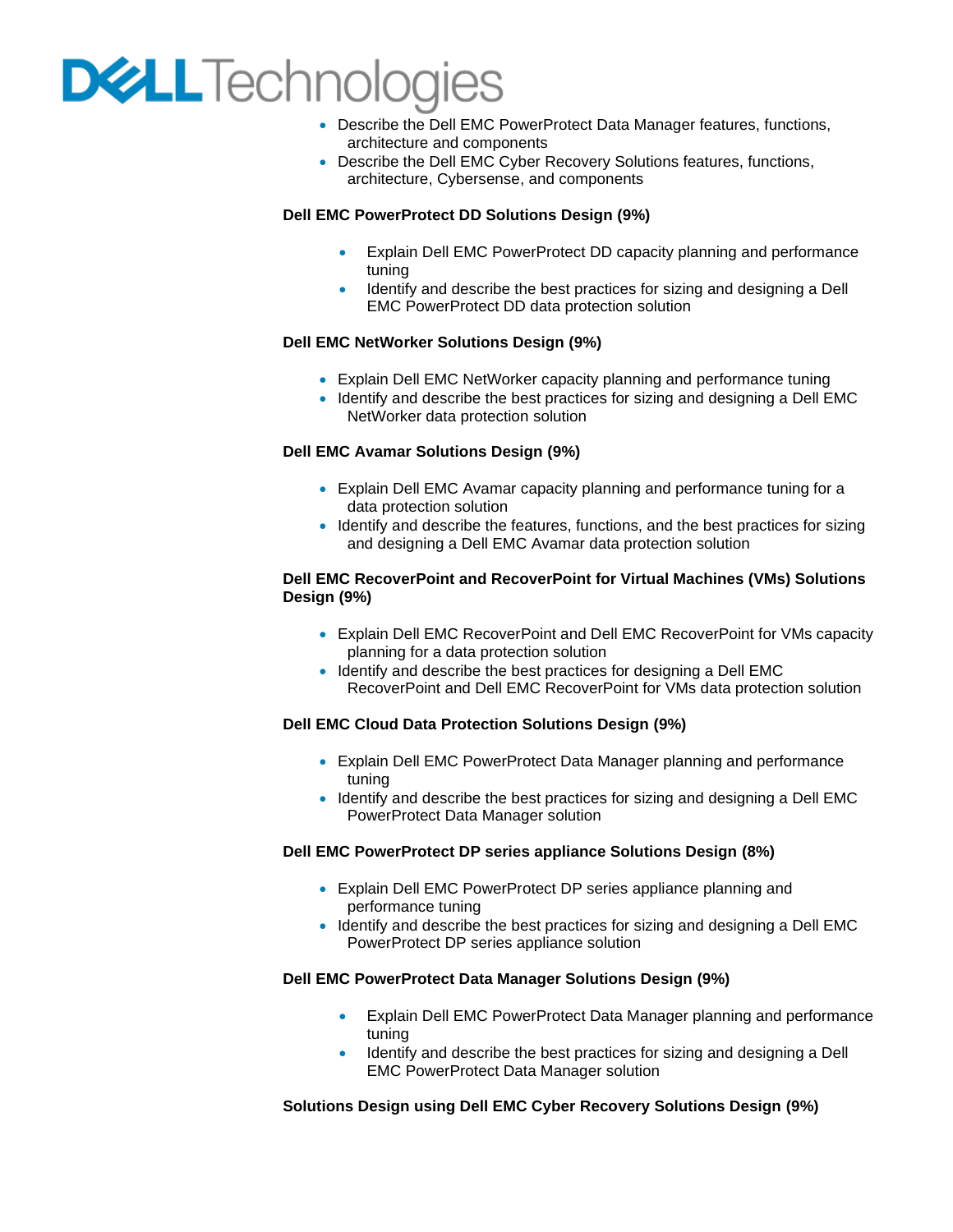- Describe the Dell EMC PowerProtect Data Manager features, functions, architecture and components
- Describe the Dell EMC Cyber Recovery Solutions features, functions, architecture, Cybersense, and components

**Dell EMC PowerProtect DD Solutions Design (9%)**

- Explain Dell EMC PowerProtect DD capacity planning and performance tuning
- Identify and describe the best practices for sizing and designing a Dell EMC PowerProtect DD data protection solution

**Dell EMC NetWorker Solutions Design (9%)**

- Explain Dell EMC NetWorker capacity planning and performance tuning
- Identify and describe the best practices for sizing and designing a Dell EMC NetWorker data protection solution

**Dell EMC Avamar Solutions Design (9%)**

- Explain Dell EMC Avamar capacity planning and performance tuning for a data protection solution
- Identify and describe the features, functions, and the best practices for sizing and designing a Dell EMC Avamar data protection solution

**Dell EMC RecoverPoint and RecoverPoint for Virtual Machines (VMs) Solutions Design (9%)**

- Explain Dell EMC RecoverPoint and Dell EMC RecoverPoint for VMs capacity planning for a data protection solution
- Identify and describe the best practices for designing a Dell EMC RecoverPoint and Dell EMC RecoverPoint for VMs data protection solution

**Dell EMC Cloud Data Protection Solutions Design (9%)**

- Explain Dell EMC PowerProtect Data Manager planning and performance tuning
- Identify and describe the best practices for sizing and designing a Dell EMC PowerProtect Data Manager solution

**Dell EMC PowerProtect DP series appliance Solutions Design (8%)**

- Explain Dell EMC PowerProtect DP series appliance planning and performance tuning
- Identify and describe the best practices for sizing and designing a Dell EMC PowerProtect DP series appliance solution

**Dell EMC PowerProtect Data Manager Solutions Design (9%)**

- Explain Dell EMC PowerProtect Data Manager planning and performance tuning
- Identify and describe the best practices for sizing and designing a Dell EMC PowerProtect Data Manager solution

**Solutions Design using Dell EMC Cyber Recovery Solutions Design (9%)**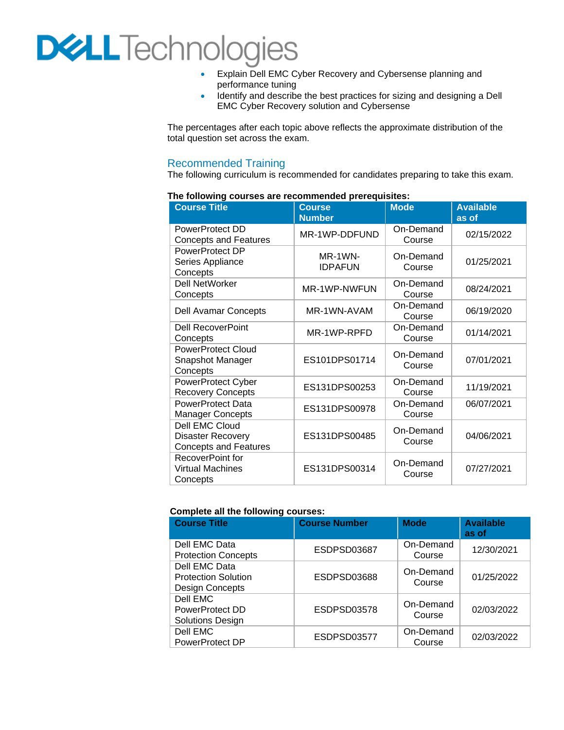- Explain Dell EMC Cyber Recovery and Cybersense planning and performance tuning
- Identify and describe the best practices for sizing and designing a Dell EMC Cyber Recovery solution and Cybersense

The percentages after each topic above reflects the approximate distribution of the total question set across the exam.

## Recommended Training

The following curriculum is recommended for candidates preparing to take this exam.

**The following courses are recommended prerequisites:**

| Course Title | Course Number | Mode | Available as of |
|---|---|---|---|
| PowerProtect DD Concepts and Features | MR-1WP-DDFUND | On-Demand Course | 02/15/2022 |
| PowerProtect DP Series Appliance Concepts | MR-1WN-IDPAFUN | On-Demand Course | 01/25/2021 |
| Dell NetWorker Concepts | MR-1WP-NWFUN | On-Demand Course | 08/24/2021 |
| Dell Avamar Concepts | MR-1WN-AVAM | On-Demand Course | 06/19/2020 |
| Dell RecoverPoint Concepts | MR-1WP-RPFD | On-Demand Course | 01/14/2021 |
| PowerProtect Cloud Snapshot Manager Concepts | ES101DPS01714 | On-Demand Course | 07/01/2021 |
| PowerProtect Cyber Recovery Concepts | ES131DPS00253 | On-Demand Course | 11/19/2021 |
| PowerProtect Data Manager Concepts | ES131DPS00978 | On-Demand Course | 06/07/2021 |
| Dell EMC Cloud Disaster Recovery Concepts and Features | ES131DPS00485 | On-Demand Course | 04/06/2021 |
| RecoverPoint for Virtual Machines Concepts | ES131DPS00314 | On-Demand Course | 07/27/2021 |

**Complete all the following courses:**

| Course Title | Course Number | Mode | Available as of |
|---|---|---|---|
| Dell EMC Data Protection Concepts | ESDPSD03687 | On-Demand Course | 12/30/2021 |
| Dell EMC Data Protection Solution Design Concepts | ESDPSD03688 | On-Demand Course | 01/25/2022 |
| Dell EMC PowerProtect DD Solutions Design | ESDPSD03578 | On-Demand Course | 02/03/2022 |
| Dell EMC PowerProtect DP | ESDPSD03577 | On-Demand Course | 02/03/2022 |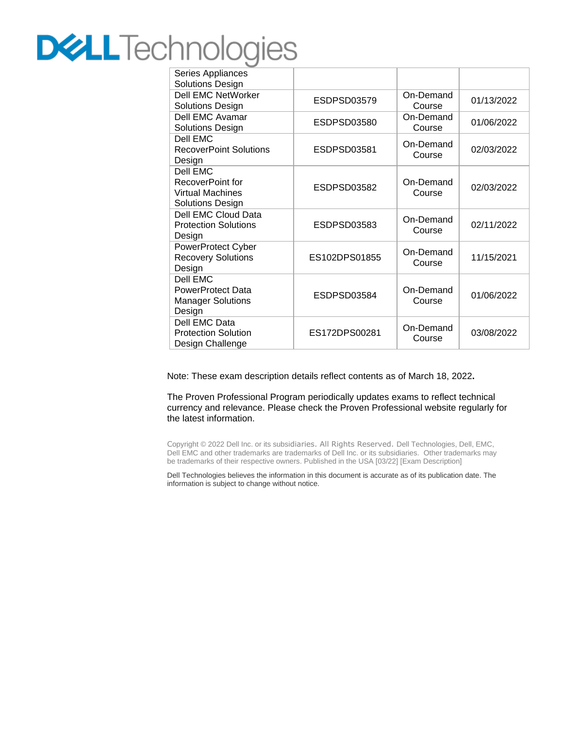| | | | |
|---|---|---|---|
| Series Appliances Solutions Design | | | |
| Dell EMC NetWorker Solutions Design | ESDPSD03579 | On-Demand Course | 01/13/2022 |
| Dell EMC Avamar Solutions Design | ESDPSD03580 | On-Demand Course | 01/06/2022 |
| Dell EMC RecoverPoint Solutions Design | ESDPSD03581 | On-Demand Course | 02/03/2022 |
| Dell EMC RecoverPoint for Virtual Machines Solutions Design | ESDPSD03582 | On-Demand Course | 02/03/2022 |
| Dell EMC Cloud Data Protection Solutions Design | ESDPSD03583 | On-Demand Course | 02/11/2022 |
| PowerProtect Cyber Recovery Solutions Design | ES102DPS01855 | On-Demand Course | 11/15/2021 |
| Dell EMC PowerProtect Data Manager Solutions Design | ESDPSD03584 | On-Demand Course | 01/06/2022 |
| Dell EMC Data Protection Solution Design Challenge | ES172DPS00281 | On-Demand Course | 03/08/2022 |

Note: These exam description details reflect contents as of March 18, 2022**.**

The Proven Professional Program periodically updates exams to reflect technical currency and relevance. Please check the Proven Professional website regularly for the latest information.

Copyright © 2022 Dell Inc. or its subsidiaries. All Rights Reserved. Dell Technologies, Dell, EMC, Dell EMC and other trademarks are trademarks of Dell Inc. or its subsidiaries. Other trademarks may be trademarks of their respective owners. Published in the USA [03/22] [Exam Description]

Dell Technologies believes the information in this document is accurate as of its publication date. The information is subject to change without notice.